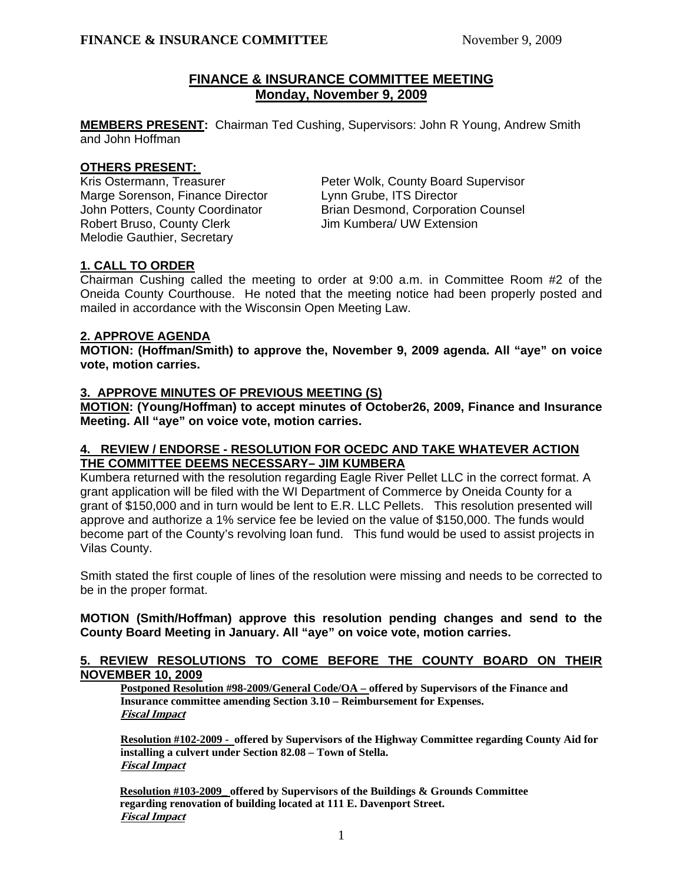# FINANCE & INSURANCE COMMITTEE MEETING
## Monday, November 9, 2009

**MEMBERS PRESENT:** Chairman Ted Cushing, Supervisors: John R Young, Andrew Smith and John Hoffman

**OTHERS PRESENT:**

Kris Ostermann, Treasurer
Marge Sorenson, Finance Director
John Potters, County Coordinator
Robert Bruso, County Clerk
Melodie Gauthier, Secretary
Peter Wolk, County Board Supervisor
Lynn Grube, ITS Director
Brian Desmond, Corporation Counsel
Jim Kumbera/ UW Extension

### 1. CALL TO ORDER

Chairman Cushing called the meeting to order at 9:00 a.m. in Committee Room #2 of the Oneida County Courthouse. He noted that the meeting notice had been properly posted and mailed in accordance with the Wisconsin Open Meeting Law.

### 2. APPROVE AGENDA

**MOTION: (Hoffman/Smith) to approve the, November 9, 2009 agenda. All "aye" on voice vote, motion carries.**

### 3. APPROVE MINUTES OF PREVIOUS MEETING (S)

**MOTION: (Young/Hoffman) to accept minutes of October26, 2009, Finance and Insurance Meeting. All "aye" on voice vote, motion carries.**

### 4. REVIEW / ENDORSE - RESOLUTION FOR OCEDC AND TAKE WHATEVER ACTION THE COMMITTEE DEEMS NECESSARY– JIM KUMBERA

Kumbera returned with the resolution regarding Eagle River Pellet LLC in the correct format. A grant application will be filed with the WI Department of Commerce by Oneida County for a grant of $150,000 and in turn would be lent to E.R. LLC Pellets. This resolution presented will approve and authorize a 1% service fee be levied on the value of $150,000. The funds would become part of the County's revolving loan fund. This fund would be used to assist projects in Vilas County.

Smith stated the first couple of lines of the resolution were missing and needs to be corrected to be in the proper format.

**MOTION (Smith/Hoffman) approve this resolution pending changes and send to the County Board Meeting in January. All "aye" on voice vote, motion carries.**

### 5. REVIEW RESOLUTIONS TO COME BEFORE THE COUNTY BOARD ON THEIR NOVEMBER 10, 2009

**Postponed Resolution #98-2009/General Code/OA – offered by Supervisors of the Finance and Insurance committee amending Section 3.10 – Reimbursement for Expenses.**
***Fiscal Impact***

**Resolution #102-2009 - offered by Supervisors of the Highway Committee regarding County Aid for installing a culvert under Section 82.08 – Town of Stella.**
***Fiscal Impact***

**Resolution #103-2009 offered by Supervisors of the Buildings & Grounds Committee regarding renovation of building located at 111 E. Davenport Street.**
***Fiscal Impact***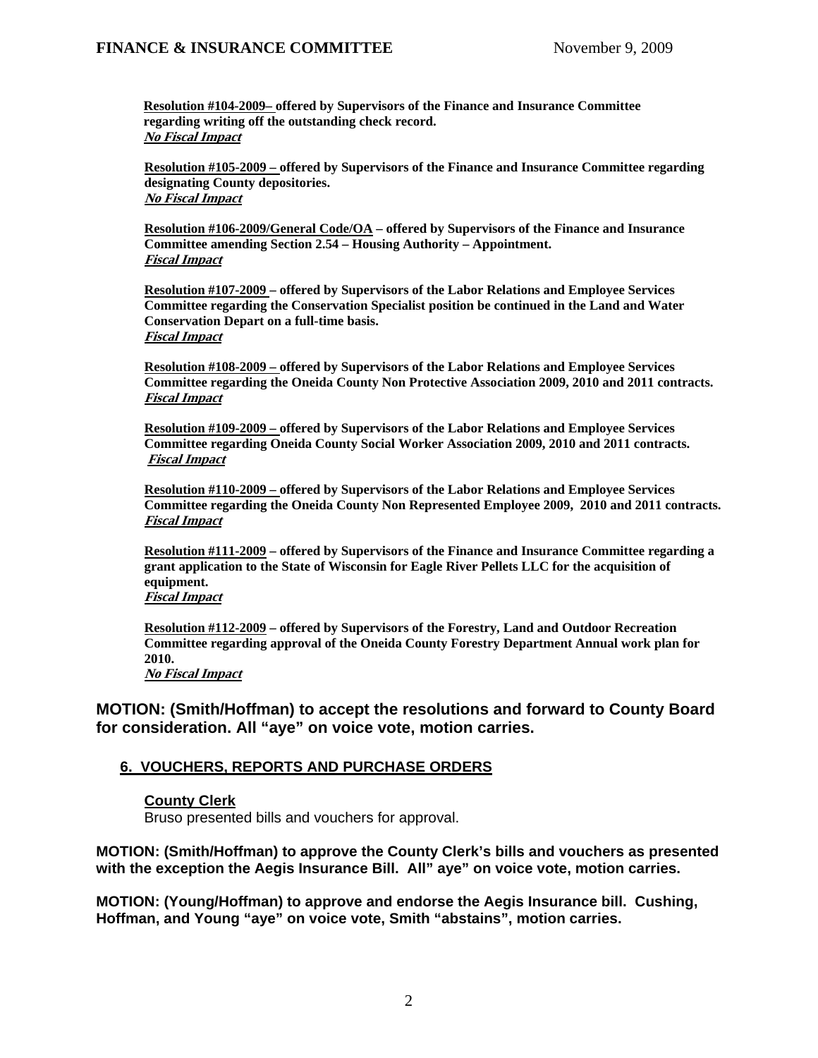**Resolution #104-2009–** offered by Supervisors of the Finance and Insurance Committee regarding writing off the outstanding check record.
***No Fiscal Impact***

**Resolution #105-2009 –** offered by Supervisors of the Finance and Insurance Committee regarding designating County depositories.
***No Fiscal Impact***

**Resolution #106-2009/General Code/OA – offered by Supervisors of the Finance and Insurance Committee amending Section 2.54 – Housing Authority – Appointment.**
***Fiscal Impact***

**Resolution #107-2009 – offered by Supervisors of the Labor Relations and Employee Services Committee regarding the Conservation Specialist position be continued in the Land and Water Conservation Depart on a full-time basis.**
***Fiscal Impact***

**Resolution #108-2009 – offered by Supervisors of the Labor Relations and Employee Services Committee regarding the Oneida County Non Protective Association 2009, 2010 and 2011 contracts.**
***Fiscal Impact***

**Resolution #109-2009 – offered by Supervisors of the Labor Relations and Employee Services Committee regarding Oneida County Social Worker Association 2009, 2010 and 2011 contracts.**
***Fiscal Impact***

**Resolution #110-2009 – offered by Supervisors of the Labor Relations and Employee Services Committee regarding the Oneida County Non Represented Employee 2009, 2010 and 2011 contracts.**
***Fiscal Impact***

**Resolution #111-2009 – offered by Supervisors of the Finance and Insurance Committee regarding a grant application to the State of Wisconsin for Eagle River Pellets LLC for the acquisition of equipment.**
***Fiscal Impact***

**Resolution #112-2009 – offered by Supervisors of the Forestry, Land and Outdoor Recreation Committee regarding approval of the Oneida County Forestry Department Annual work plan for 2010.**
***No Fiscal Impact***

**MOTION: (Smith/Hoffman) to accept the resolutions and forward to County Board for consideration. All "aye" on voice vote, motion carries.**

## 6. VOUCHERS, REPORTS AND PURCHASE ORDERS

**County Clerk**

Bruso presented bills and vouchers for approval.

**MOTION: (Smith/Hoffman) to approve the County Clerk's bills and vouchers as presented with the exception the Aegis Insurance Bill. All" aye" on voice vote, motion carries.**

**MOTION: (Young/Hoffman) to approve and endorse the Aegis Insurance bill. Cushing, Hoffman, and Young "aye" on voice vote, Smith "abstains", motion carries.**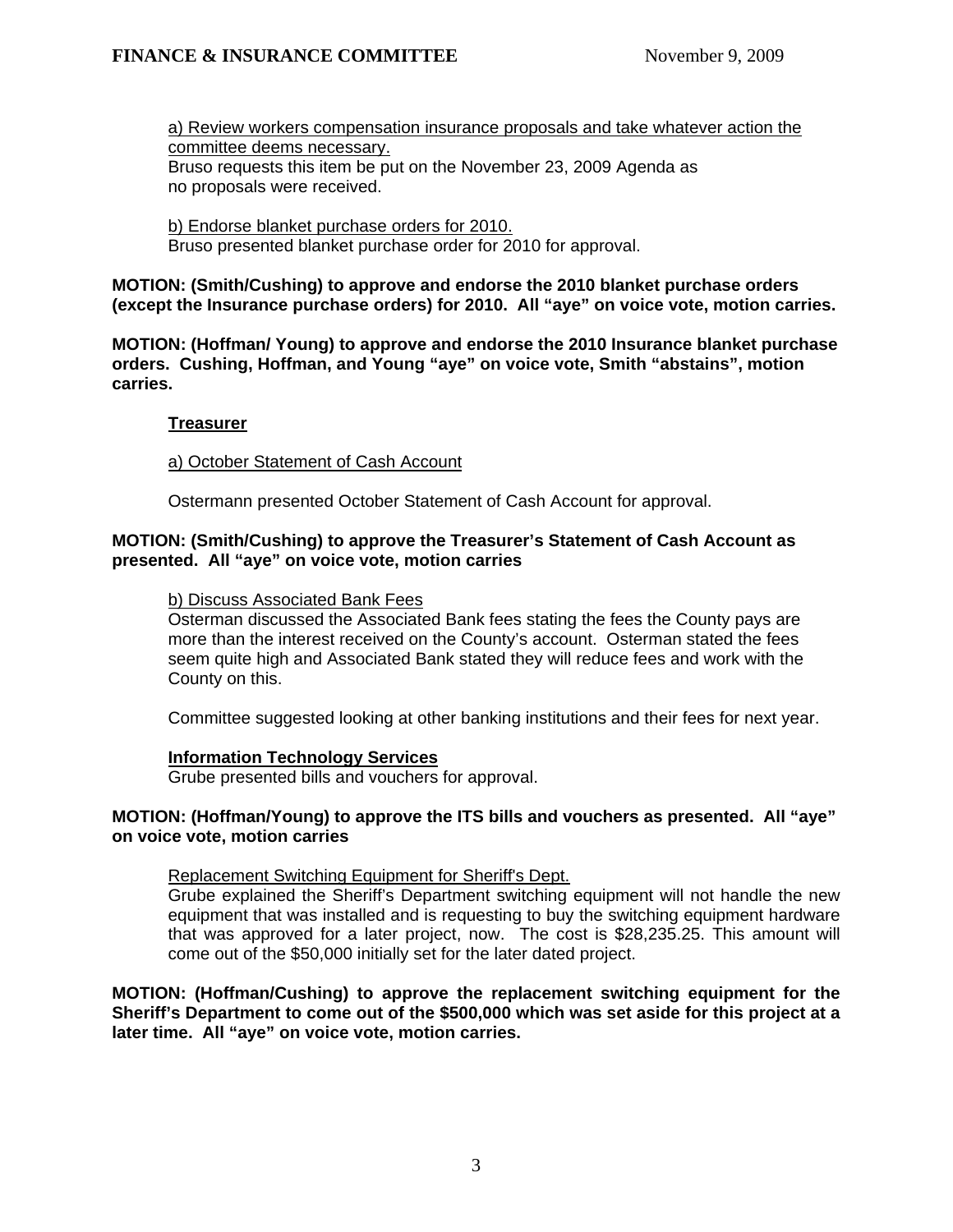a) Review workers compensation insurance proposals and take whatever action the committee deems necessary.
Bruso requests this item be put on the November 23, 2009 Agenda as no proposals were received.

b) Endorse blanket purchase orders for 2010.
Bruso presented blanket purchase order for 2010 for approval.

**MOTION: (Smith/Cushing) to approve and endorse the 2010 blanket purchase orders (except the Insurance purchase orders) for 2010. All "aye" on voice vote, motion carries.**

**MOTION: (Hoffman/ Young) to approve and endorse the 2010 Insurance blanket purchase orders. Cushing, Hoffman, and Young "aye" on voice vote, Smith "abstains", motion carries.**

**Treasurer**

a) October Statement of Cash Account

Ostermann presented October Statement of Cash Account for approval.

**MOTION: (Smith/Cushing) to approve the Treasurer's Statement of Cash Account as presented. All "aye" on voice vote, motion carries**

b) Discuss Associated Bank Fees
Osterman discussed the Associated Bank fees stating the fees the County pays are more than the interest received on the County's account. Osterman stated the fees seem quite high and Associated Bank stated they will reduce fees and work with the County on this.

Committee suggested looking at other banking institutions and their fees for next year.

**Information Technology Services**
Grube presented bills and vouchers for approval.

**MOTION: (Hoffman/Young) to approve the ITS bills and vouchers as presented. All "aye" on voice vote, motion carries**

Replacement Switching Equipment for Sheriff's Dept.
Grube explained the Sheriff's Department switching equipment will not handle the new equipment that was installed and is requesting to buy the switching equipment hardware that was approved for a later project, now. The cost is $28,235.25. This amount will come out of the $50,000 initially set for the later dated project.

**MOTION: (Hoffman/Cushing) to approve the replacement switching equipment for the Sheriff's Department to come out of the $500,000 which was set aside for this project at a later time. All "aye" on voice vote, motion carries.**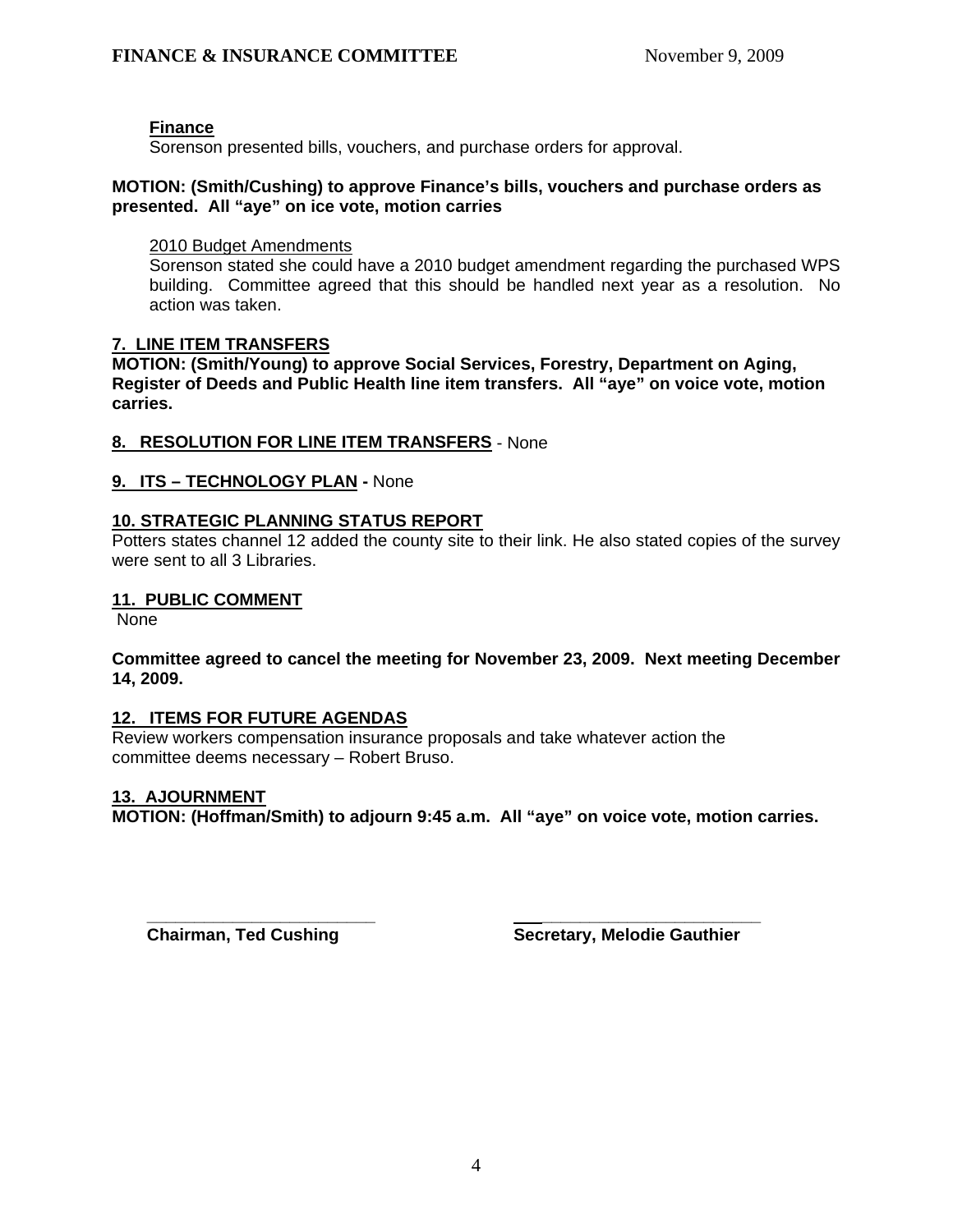**Finance**

Sorenson presented bills, vouchers, and purchase orders for approval.

**MOTION: (Smith/Cushing) to approve Finance's bills, vouchers and purchase orders as presented. All "aye" on ice vote, motion carries**

2010 Budget Amendments

Sorenson stated she could have a 2010 budget amendment regarding the purchased WPS building. Committee agreed that this should be handled next year as a resolution. No action was taken.

## 7. LINE ITEM TRANSFERS

**MOTION: (Smith/Young) to approve Social Services, Forestry, Department on Aging, Register of Deeds and Public Health line item transfers. All "aye" on voice vote, motion carries.**

## 8. RESOLUTION FOR LINE ITEM TRANSFERS - None

## 9. ITS – TECHNOLOGY PLAN - None

## 10. STRATEGIC PLANNING STATUS REPORT

Potters states channel 12 added the county site to their link. He also stated copies of the survey were sent to all 3 Libraries.

## 11. PUBLIC COMMENT

None

**Committee agreed to cancel the meeting for November 23, 2009. Next meeting December 14, 2009.**

## 12. ITEMS FOR FUTURE AGENDAS

Review workers compensation insurance proposals and take whatever action the committee deems necessary – Robert Bruso.

## 13. AJOURNMENT

**MOTION: (Hoffman/Smith) to adjourn 9:45 a.m. All "aye" on voice vote, motion carries.**

\_\_\_\_\_\_\_\_\_\_\_\_\_\_\_\_\_\_\_\_\_\_\_\_
**Chairman, Ted Cushing**

\_\_\_\_\_\_\_\_\_\_\_\_\_\_\_\_\_\_\_\_\_\_\_\_
**Secretary, Melodie Gauthier**